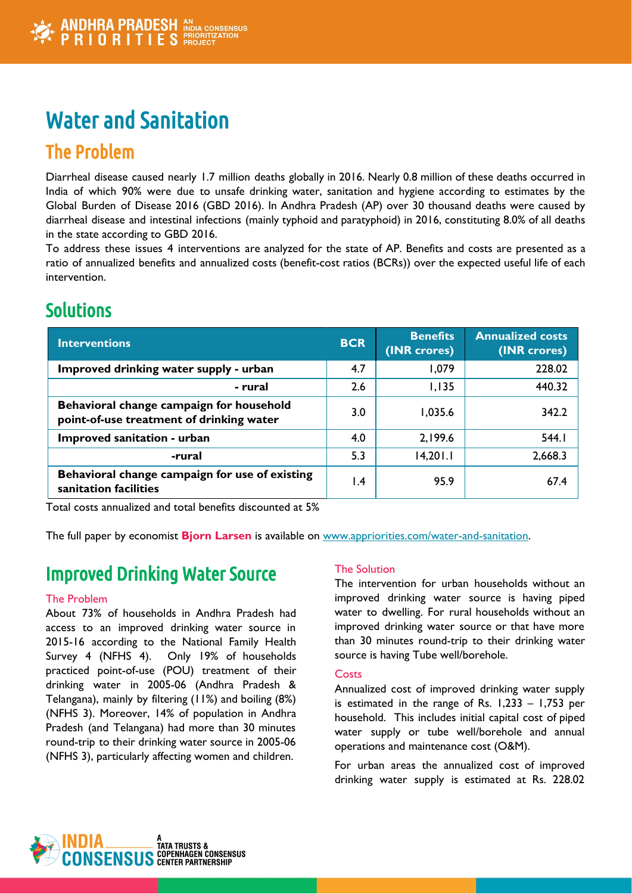# Water and Sanitation

## The Problem

Diarrheal disease caused nearly 1.7 million deaths globally in 2016. Nearly 0.8 million of these deaths occurred in India of which 90% were due to unsafe drinking water, sanitation and hygiene according to estimates by the Global Burden of Disease 2016 (GBD 2016). In Andhra Pradesh (AP) over 30 thousand deaths were caused by diarrheal disease and intestinal infections (mainly typhoid and paratyphoid) in 2016, constituting 8.0% of all deaths in the state according to GBD 2016.

To address these issues 4 interventions are analyzed for the state of AP. Benefits and costs are presented as a ratio of annualized benefits and annualized costs (benefit-cost ratios (BCRs)) over the expected useful life of each intervention.

## Solutions

| Interventions | BCR | Benefits (INR crores) | Annualized costs (INR crores) |
|---|---|---|---|
| **Improved drinking water supply - urban** | 4.7 | 1,079 | 228.02 |
| **- rural** | 2.6 | 1,135 | 440.32 |
| **Behavioral change campaign for household point-of-use treatment of drinking water** | 3.0 | 1,035.6 | 342.2 |
| **Improved sanitation - urban** | 4.0 | 2,199.6 | 544.1 |
| **-rural** | 5.3 | 14,201.1 | 2,668.3 |
| **Behavioral change campaign for use of existing sanitation facilities** | 1.4 | 95.9 | 67.4 |

Total costs annualized and total benefits discounted at 5%

The full paper by economist **Bjorn Larsen** is available on www.apriorities.com/water-and-sanitation.

## Improved Drinking Water Source

### The Problem

About 73% of households in Andhra Pradesh had access to an improved drinking water source in 2015-16 according to the National Family Health Survey 4 (NFHS 4). Only 19% of households practiced point-of-use (POU) treatment of their drinking water in 2005-06 (Andhra Pradesh & Telangana), mainly by filtering (11%) and boiling (8%) (NFHS 3). Moreover, 14% of population in Andhra Pradesh (and Telangana) had more than 30 minutes round-trip to their drinking water source in 2005-06 (NFHS 3), particularly affecting women and children.

### The Solution

The intervention for urban households without an improved drinking water source is having piped water to dwelling. For rural households without an improved drinking water source or that have more than 30 minutes round-trip to their drinking water source is having Tube well/borehole.

### Costs

Annualized cost of improved drinking water supply is estimated in the range of Rs. 1,233 – 1,753 per household. This includes initial capital cost of piped water supply or tube well/borehole and annual operations and maintenance cost (O&M).

For urban areas the annualized cost of improved drinking water supply is estimated at Rs. 228.02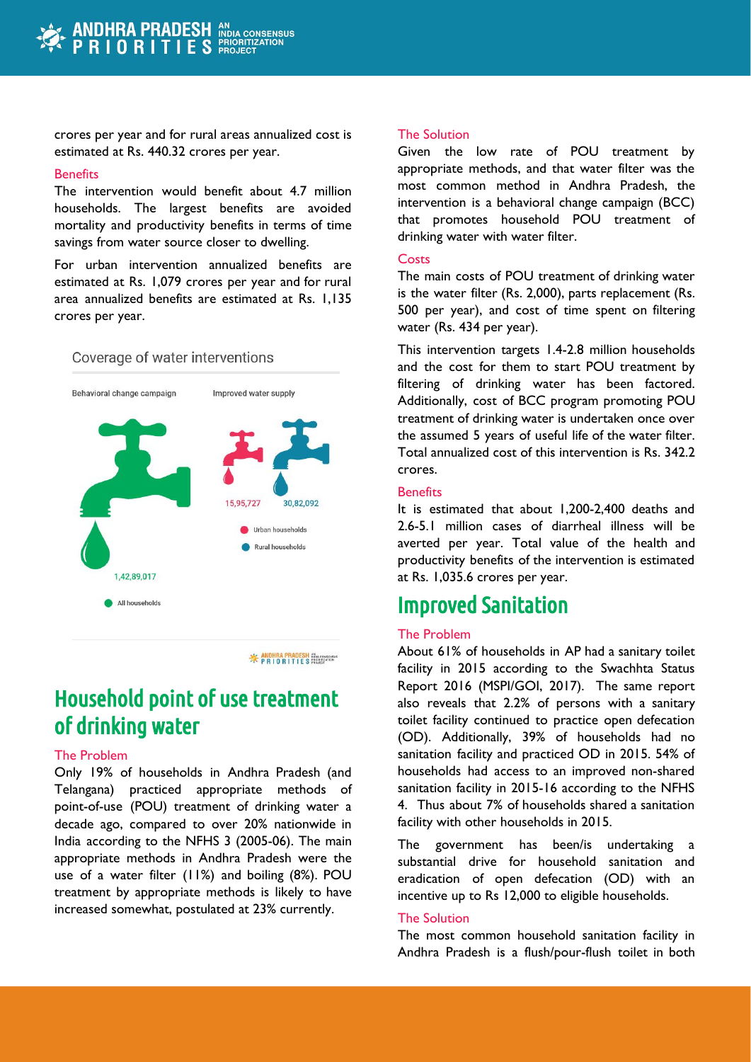crores per year and for rural areas annualized cost is estimated at Rs. 440.32 crores per year.

### Benefits

The intervention would benefit about 4.7 million households. The largest benefits are avoided mortality and productivity benefits in terms of time savings from water source closer to dwelling.

For urban intervention annualized benefits are estimated at Rs. 1,079 crores per year and for rural area annualized benefits are estimated at Rs. 1,135 crores per year.

Coverage of water interventions

Behavioral change campaign

1,42,89,017

All households

Improved water supply

15,95,727

30,82,092

Urban households

Rural households

## Household point of use treatment of drinking water

### The Problem

Only 19% of households in Andhra Pradesh (and Telangana) practiced appropriate methods of point-of-use (POU) treatment of drinking water a decade ago, compared to over 20% nationwide in India according to the NFHS 3 (2005-06). The main appropriate methods in Andhra Pradesh were the use of a water filter (11%) and boiling (8%). POU treatment by appropriate methods is likely to have increased somewhat, postulated at 23% currently.

### The Solution

Given the low rate of POU treatment by appropriate methods, and that water filter was the most common method in Andhra Pradesh, the intervention is a behavioral change campaign (BCC) that promotes household POU treatment of drinking water with water filter.

### Costs

The main costs of POU treatment of drinking water is the water filter (Rs. 2,000), parts replacement (Rs. 500 per year), and cost of time spent on filtering water (Rs. 434 per year).

This intervention targets 1.4-2.8 million households and the cost for them to start POU treatment by filtering of drinking water has been factored. Additionally, cost of BCC program promoting POU treatment of drinking water is undertaken once over the assumed 5 years of useful life of the water filter. Total annualized cost of this intervention is Rs. 342.2 crores.

### Benefits

It is estimated that about 1,200-2,400 deaths and 2.6-5.1 million cases of diarrheal illness will be averted per year. Total value of the health and productivity benefits of the intervention is estimated at Rs. 1,035.6 crores per year.

## Improved Sanitation

### The Problem

About 61% of households in AP had a sanitary toilet facility in 2015 according to the Swachhta Status Report 2016 (MSPI/GOI, 2017). The same report also reveals that 2.2% of persons with a sanitary toilet facility continued to practice open defecation (OD). Additionally, 39% of households had no sanitation facility and practiced OD in 2015. 54% of households had access to an improved non-shared sanitation facility in 2015-16 according to the NFHS 4. Thus about 7% of households shared a sanitation facility with other households in 2015.

The government has been/is undertaking a substantial drive for household sanitation and eradication of open defecation (OD) with an incentive up to Rs 12,000 to eligible households.

### The Solution

The most common household sanitation facility in Andhra Pradesh is a flush/pour-flush toilet in both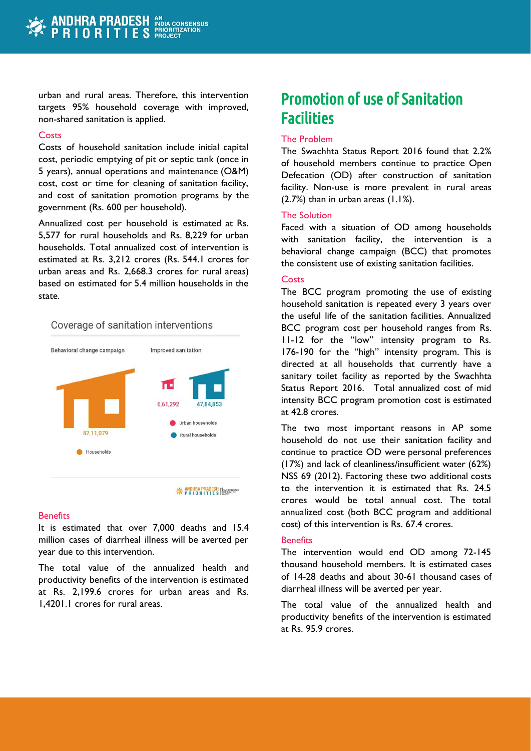urban and rural areas. Therefore, this intervention targets 95% household coverage with improved, non-shared sanitation is applied.

### Costs

Costs of household sanitation include initial capital cost, periodic emptying of pit or septic tank (once in 5 years), annual operations and maintenance (O&M) cost, cost or time for cleaning of sanitation facility, and cost of sanitation promotion programs by the government (Rs. 600 per household).

Annualized cost per household is estimated at Rs. 5,577 for rural households and Rs. 8,229 for urban households. Total annualized cost of intervention is estimated at Rs. 3,212 crores (Rs. 544.1 crores for urban areas and Rs. 2,668.3 crores for rural areas) based on estimated for 5.4 million households in the state.

Coverage of sanitation interventions

Behavioral change campaign

87,11,079

Households

Improved sanitation

6,61,292

47,84,853

Urban households

Rural households

### Benefits

It is estimated that over 7,000 deaths and 15.4 million cases of diarrheal illness will be averted per year due to this intervention.

The total value of the annualized health and productivity benefits of the intervention is estimated at Rs. 2,199.6 crores for urban areas and Rs. 1,4201.1 crores for rural areas.

## Promotion of use of Sanitation Facilities

### The Problem

The Swachhta Status Report 2016 found that 2.2% of household members continue to practice Open Defecation (OD) after construction of sanitation facility. Non-use is more prevalent in rural areas (2.7%) than in urban areas (1.1%).

### The Solution

Faced with a situation of OD among households with sanitation facility, the intervention is a behavioral change campaign (BCC) that promotes the consistent use of existing sanitation facilities.

### Costs

The BCC program promoting the use of existing household sanitation is repeated every 3 years over the useful life of the sanitation facilities. Annualized BCC program cost per household ranges from Rs. 11-12 for the "low" intensity program to Rs. 176-190 for the "high" intensity program. This is directed at all households that currently have a sanitary toilet facility as reported by the Swachhta Status Report 2016. Total annualized cost of mid intensity BCC program promotion cost is estimated at 42.8 crores.

The two most important reasons in AP some household do not use their sanitation facility and continue to practice OD were personal preferences (17%) and lack of cleanliness/insufficient water (62%) NSS 69 (2012). Factoring these two additional costs to the intervention it is estimated that Rs. 24.5 crores would be total annual cost. The total annualized cost (both BCC program and additional cost) of this intervention is Rs. 67.4 crores.

### Benefits

The intervention would end OD among 72-145 thousand household members. It is estimated cases of 14-28 deaths and about 30-61 thousand cases of diarrheal illness will be averted per year.

The total value of the annualized health and productivity benefits of the intervention is estimated at Rs. 95.9 crores.